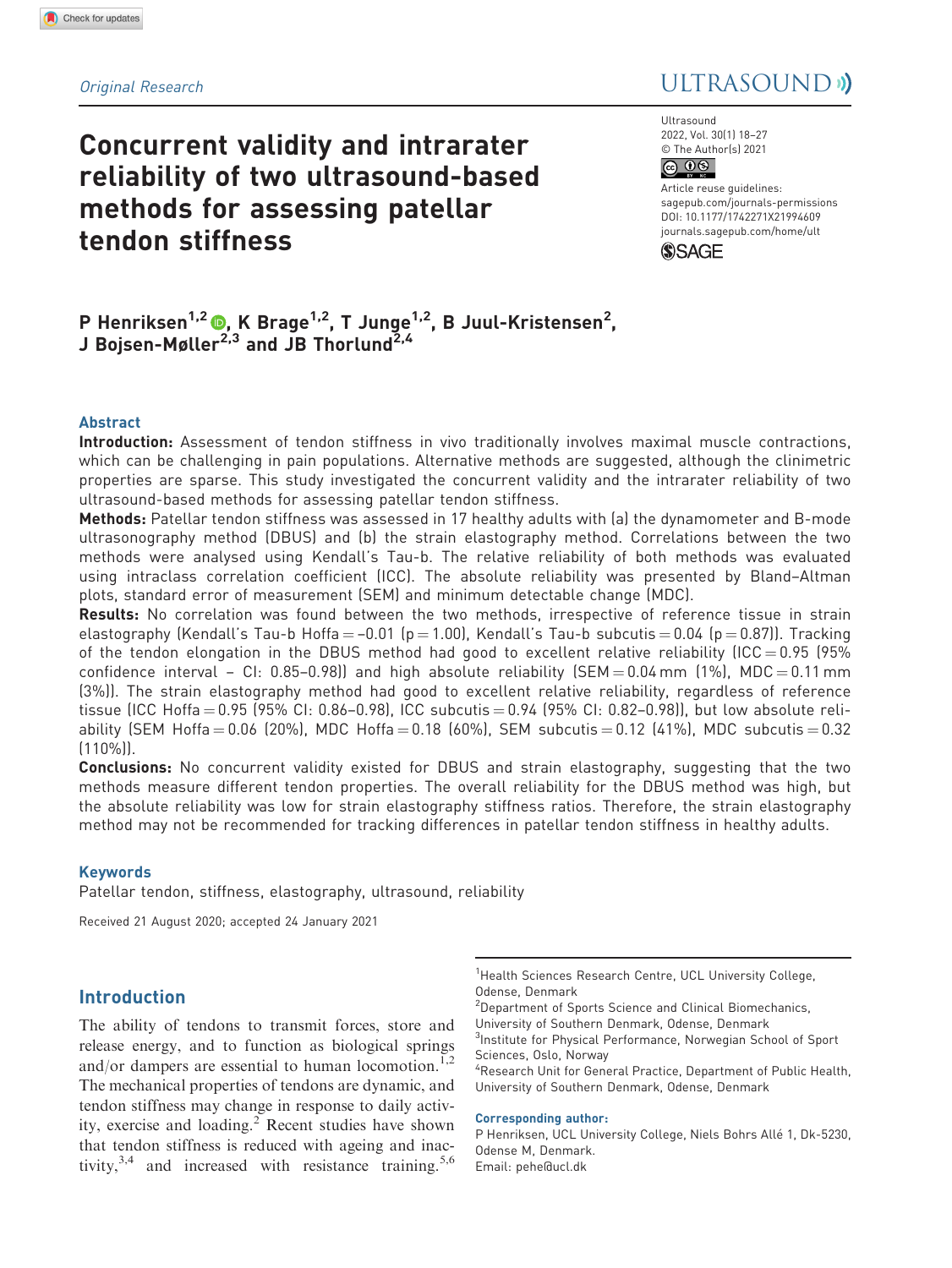*Original Research*

# Concurrent validity and intrarater reliability of two ultrasound-based methods for assessing patellar tendon stiffness

P Henriksen[1,2], K Brage[1,2], T Junge[1,2], B Juul-Kristensen[2], J Bojsen-Møller[2,3] and JB Thorlund[2,4]

## Abstract

**Introduction:** Assessment of tendon stiffness in vivo traditionally involves maximal muscle contractions, which can be challenging in pain populations. Alternative methods are suggested, although the clinimetric properties are sparse. This study investigated the concurrent validity and the intrarater reliability of two ultrasound-based methods for assessing patellar tendon stiffness.

**Methods:** Patellar tendon stiffness was assessed in 17 healthy adults with (a) the dynamometer and B-mode ultrasonography method (DBUS) and (b) the strain elastography method. Correlations between the two methods were analysed using Kendall's Tau-b. The relative reliability of both methods was evaluated using intraclass correlation coefficient (ICC). The absolute reliability was presented by Bland–Altman plots, standard error of measurement (SEM) and minimum detectable change (MDC).

**Results:** No correlation was found between the two methods, irrespective of reference tissue in strain elastography (Kendall's Tau-b Hoffa = –0.01 ($p = 1.00$), Kendall's Tau-b subcutis = 0.04 ($p = 0.87$)). Tracking of the tendon elongation in the DBUS method had good to excellent relative reliability (ICC = 0.95 (95% confidence interval – CI: 0.85–0.98)) and high absolute reliability (SEM = 0.04 mm (1%), MDC = 0.11 mm (3%)). The strain elastography method had good to excellent relative reliability, regardless of reference tissue (ICC Hoffa = 0.95 (95% CI: 0.86–0.98), ICC subcutis = 0.94 (95% CI: 0.82–0.98)), but low absolute reliability (SEM Hoffa = 0.06 (20%), MDC Hoffa = 0.18 (60%), SEM subcutis = 0.12 (41%), MDC subcutis = 0.32 (110%)).

**Conclusions:** No concurrent validity existed for DBUS and strain elastography, suggesting that the two methods measure different tendon properties. The overall reliability for the DBUS method was high, but the absolute reliability was low for strain elastography stiffness ratios. Therefore, the strain elastography method may not be recommended for tracking differences in patellar tendon stiffness in healthy adults.

### Keywords

Patellar tendon, stiffness, elastography, ultrasound, reliability

Received 21 August 2020; accepted 24 January 2021

## Introduction

The ability of tendons to transmit forces, store and release energy, and to function as biological springs and/or dampers are essential to human locomotion.[1,2] The mechanical properties of tendons are dynamic, and tendon stiffness may change in response to daily activity, exercise and loading.[2] Recent studies have shown that tendon stiffness is reduced with ageing and inactivity,[3,4] and increased with resistance training.[5,6]

[1]Health Sciences Research Centre, UCL University College, Odense, Denmark
[2]Department of Sports Science and Clinical Biomechanics, University of Southern Denmark, Odense, Denmark
[3]Institute for Physical Performance, Norwegian School of Sport Sciences, Oslo, Norway
[4]Research Unit for General Practice, Department of Public Health, University of Southern Denmark, Odense, Denmark

**Corresponding author:**
P Henriksen, UCL University College, Niels Bohrs Allé 1, Dk-5230, Odense M, Denmark.
Email: pehe@ucl.dk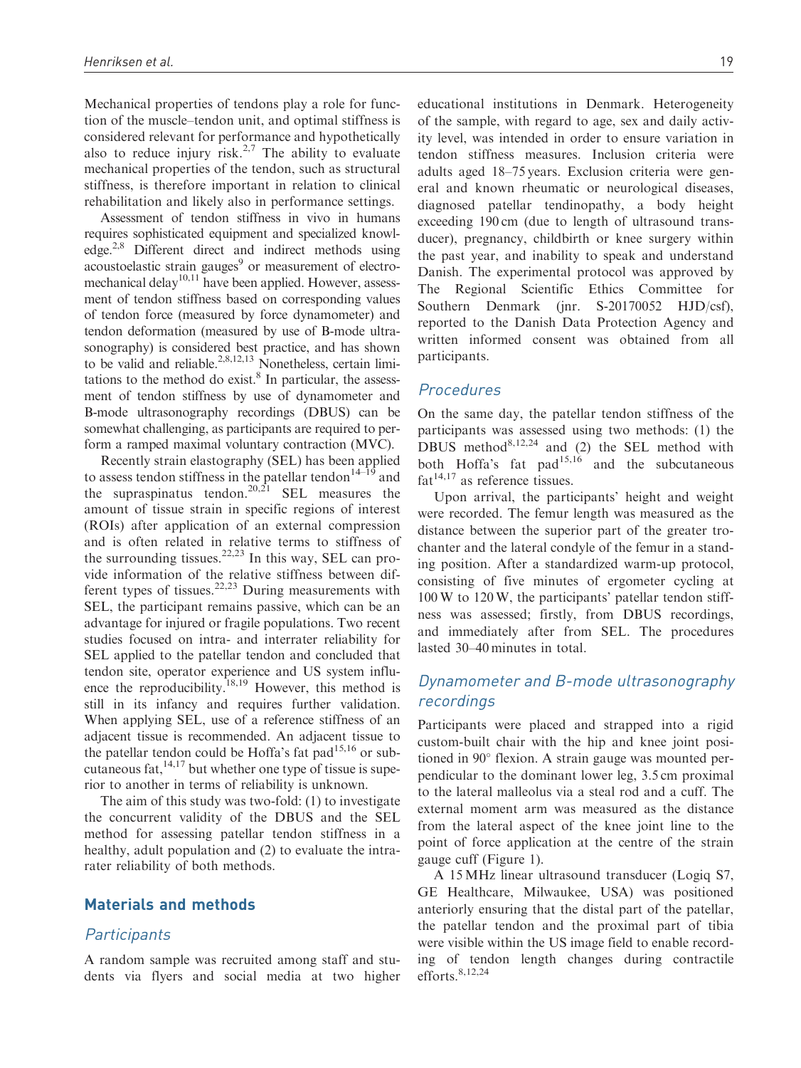Mechanical properties of tendons play a role for function of the muscle–tendon unit, and optimal stiffness is considered relevant for performance and hypothetically also to reduce injury risk.[2,7] The ability to evaluate mechanical properties of the tendon, such as structural stiffness, is therefore important in relation to clinical rehabilitation and likely also in performance settings.

Assessment of tendon stiffness in vivo in humans requires sophisticated equipment and specialized knowledge.[2,8] Different direct and indirect methods using acoustoelastic strain gauges[9] or measurement of electromechanical delay[10,11] have been applied. However, assessment of tendon stiffness based on corresponding values of tendon force (measured by force dynamometer) and tendon deformation (measured by use of B-mode ultrasonography) is considered best practice, and has shown to be valid and reliable.[2,8,12,13] Nonetheless, certain limitations to the method do exist.[8] In particular, the assessment of tendon stiffness by use of dynamometer and B-mode ultrasonography recordings (DBUS) can be somewhat challenging, as participants are required to perform a ramped maximal voluntary contraction (MVC).

Recently strain elastography (SEL) has been applied to assess tendon stiffness in the patellar tendon[14–19] and the supraspinatus tendon.[20,21] SEL measures the amount of tissue strain in specific regions of interest (ROIs) after application of an external compression and is often related in relative terms to stiffness of the surrounding tissues.[22,23] In this way, SEL can provide information of the relative stiffness between different types of tissues.[22,23] During measurements with SEL, the participant remains passive, which can be an advantage for injured or fragile populations. Two recent studies focused on intra- and interrater reliability for SEL applied to the patellar tendon and concluded that tendon site, operator experience and US system influence the reproducibility.[18,19] However, this method is still in its infancy and requires further validation. When applying SEL, use of a reference stiffness of an adjacent tissue is recommended. An adjacent tissue to the patellar tendon could be Hoffa's fat pad[15,16] or subcutaneous fat,[14,17] but whether one type of tissue is superior to another in terms of reliability is unknown.

The aim of this study was two-fold: (1) to investigate the concurrent validity of the DBUS and the SEL method for assessing patellar tendon stiffness in a healthy, adult population and (2) to evaluate the intrarater reliability of both methods.

## Materials and methods

### Participants

A random sample was recruited among staff and students via flyers and social media at two higher educational institutions in Denmark. Heterogeneity of the sample, with regard to age, sex and daily activity level, was intended in order to ensure variation in tendon stiffness measures. Inclusion criteria were adults aged 18–75 years. Exclusion criteria were general and known rheumatic or neurological diseases, diagnosed patellar tendinopathy, a body height exceeding 190 cm (due to length of ultrasound transducer), pregnancy, childbirth or knee surgery within the past year, and inability to speak and understand Danish. The experimental protocol was approved by The Regional Scientific Ethics Committee for Southern Denmark (jnr. S-20170052 HJD/csf), reported to the Danish Data Protection Agency and written informed consent was obtained from all participants.

### Procedures

On the same day, the patellar tendon stiffness of the participants was assessed using two methods: (1) the DBUS method[8,12,24] and (2) the SEL method with both Hoffa's fat pad[15,16] and the subcutaneous fat[14,17] as reference tissues.

Upon arrival, the participants' height and weight were recorded. The femur length was measured as the distance between the superior part of the greater trochanter and the lateral condyle of the femur in a standing position. After a standardized warm-up protocol, consisting of five minutes of ergometer cycling at 100 W to 120 W, the participants' patellar tendon stiffness was assessed; firstly, from DBUS recordings, and immediately after from SEL. The procedures lasted 30–40 minutes in total.

### Dynamometer and B-mode ultrasonography recordings

Participants were placed and strapped into a rigid custom-built chair with the hip and knee joint positioned in 90° flexion. A strain gauge was mounted perpendicular to the dominant lower leg, 3.5 cm proximal to the lateral malleolus via a steal rod and a cuff. The external moment arm was measured as the distance from the lateral aspect of the knee joint line to the point of force application at the centre of the strain gauge cuff (Figure 1).

A 15 MHz linear ultrasound transducer (Logiq S7, GE Healthcare, Milwaukee, USA) was positioned anteriorly ensuring that the distal part of the patellar, the patellar tendon and the proximal part of tibia were visible within the US image field to enable recording of tendon length changes during contractile efforts.[8,12,24]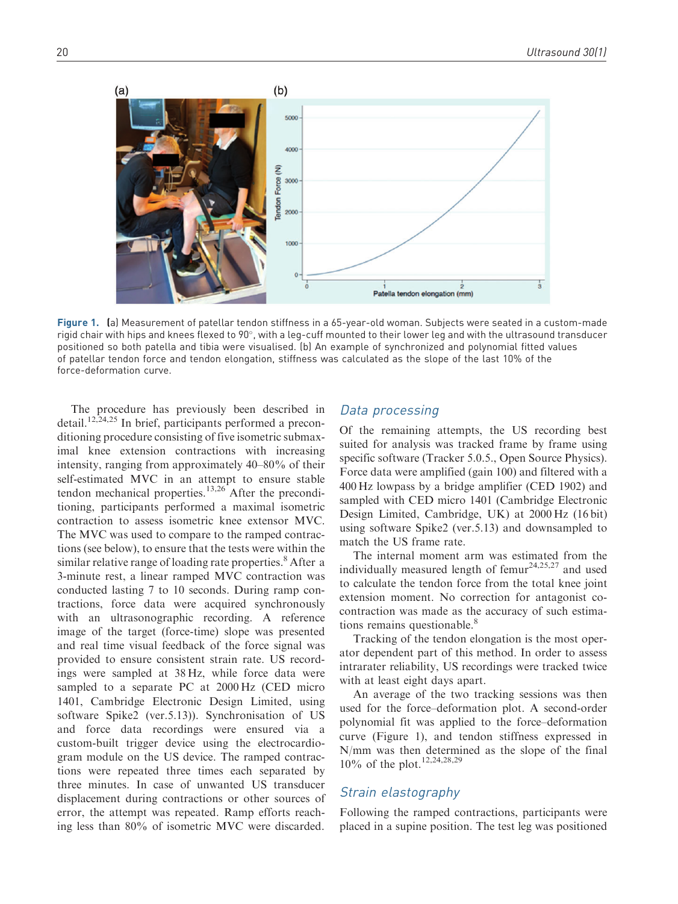Figure 1. (a) Measurement of patellar tendon stiffness in a 65-year-old woman. Subjects were seated in a custom-made rigid chair with hips and knees flexed to 90°, with a leg-cuff mounted to their lower leg and with the ultrasound transducer positioned so both patella and tibia were visualised. (b) An example of synchronized and polynomial fitted values of patellar tendon force and tendon elongation, stiffness was calculated as the slope of the last 10% of the force-deformation curve.

The procedure has previously been described in detail.[12,24,25] In brief, participants performed a preconditioning procedure consisting of five isometric submaximal knee extension contractions with increasing intensity, ranging from approximately 40–80% of their self-estimated MVC in an attempt to ensure stable tendon mechanical properties.[13,26] After the preconditioning, participants performed a maximal isometric contraction to assess isometric knee extensor MVC. The MVC was used to compare to the ramped contractions (see below), to ensure that the tests were within the similar relative range of loading rate properties.[8] After a 3-minute rest, a linear ramped MVC contraction was conducted lasting 7 to 10 seconds. During ramp contractions, force data were acquired synchronously with an ultrasonographic recording. A reference image of the target (force-time) slope was presented and real time visual feedback of the force signal was provided to ensure consistent strain rate. US recordings were sampled at 38 Hz, while force data were sampled to a separate PC at 2000 Hz (CED micro 1401, Cambridge Electronic Design Limited, using software Spike2 (ver.5.13)). Synchronisation of US and force data recordings were ensured via a custom-built trigger device using the electrocardiogram module on the US device. The ramped contractions were repeated three times each separated by three minutes. In case of unwanted US transducer displacement during contractions or other sources of error, the attempt was repeated. Ramp efforts reaching less than 80% of isometric MVC were discarded.

## Data processing

Of the remaining attempts, the US recording best suited for analysis was tracked frame by frame using specific software (Tracker 5.0.5., Open Source Physics). Force data were amplified (gain 100) and filtered with a 400 Hz lowpass by a bridge amplifier (CED 1902) and sampled with CED micro 1401 (Cambridge Electronic Design Limited, Cambridge, UK) at 2000 Hz (16 bit) using software Spike2 (ver.5.13) and downsampled to match the US frame rate.

The internal moment arm was estimated from the individually measured length of femur[24,25,27] and used to calculate the tendon force from the total knee joint extension moment. No correction for antagonist co-contraction was made as the accuracy of such estimations remains questionable.[8]

Tracking of the tendon elongation is the most operator dependent part of this method. In order to assess intrarater reliability, US recordings were tracked twice with at least eight days apart.

An average of the two tracking sessions was then used for the force–deformation plot. A second-order polynomial fit was applied to the force–deformation curve (Figure 1), and tendon stiffness expressed in N/mm was then determined as the slope of the final 10% of the plot.[12,24,28,29]

## Strain elastography

Following the ramped contractions, participants were placed in a supine position. The test leg was positioned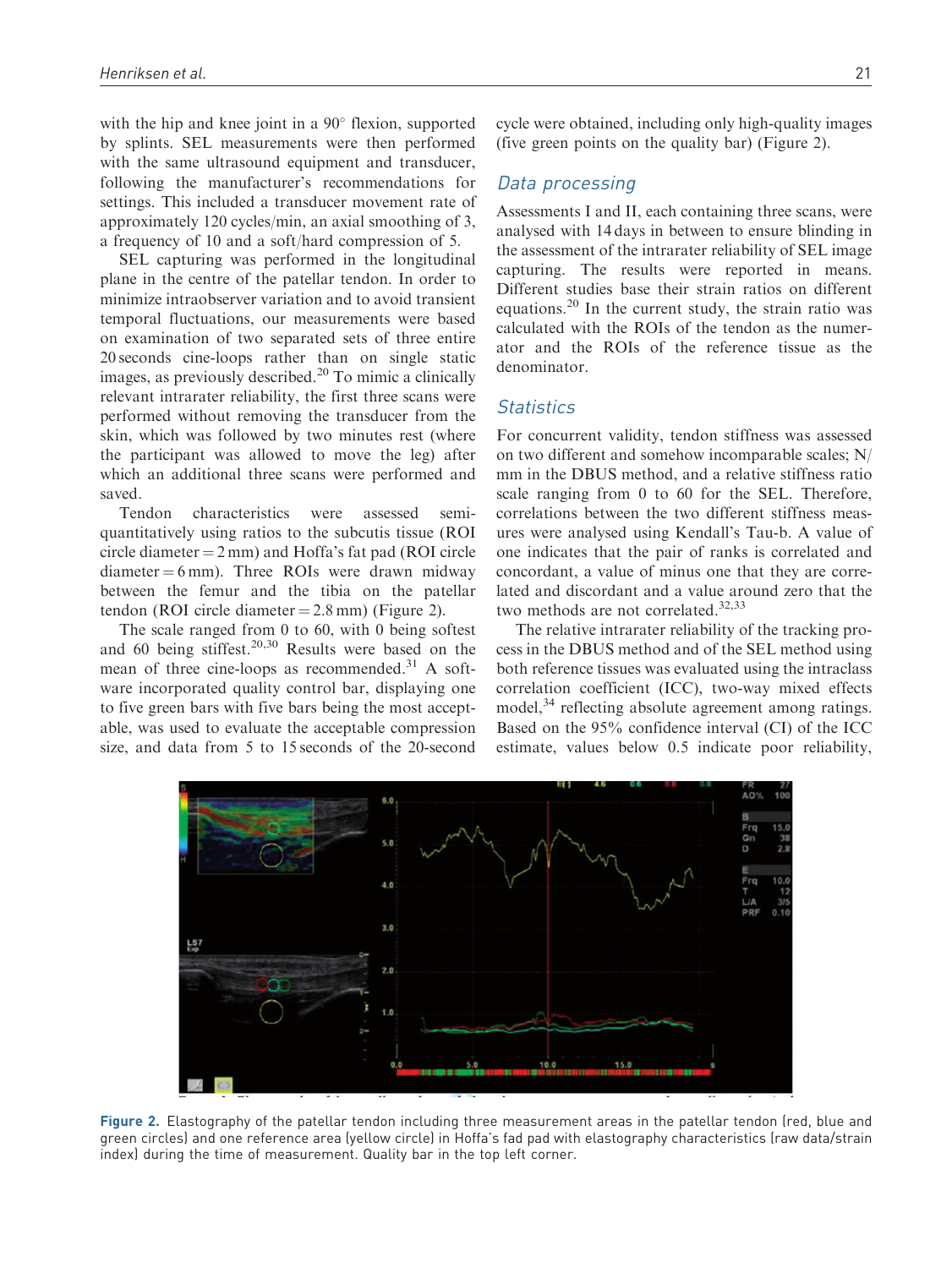with the hip and knee joint in a 90° flexion, supported by splints. SEL measurements were then performed with the same ultrasound equipment and transducer, following the manufacturer's recommendations for settings. This included a transducer movement rate of approximately 120 cycles/min, an axial smoothing of 3, a frequency of 10 and a soft/hard compression of 5.

SEL capturing was performed in the longitudinal plane in the centre of the patellar tendon. In order to minimize intraobserver variation and to avoid transient temporal fluctuations, our measurements were based on examination of two separated sets of three entire 20 seconds cine-loops rather than on single static images, as previously described.[20] To mimic a clinically relevant intrarater reliability, the first three scans were performed without removing the transducer from the skin, which was followed by two minutes rest (where the participant was allowed to move the leg) after which an additional three scans were performed and saved.

Tendon characteristics were assessed semi-quantitatively using ratios to the subcutis tissue (ROI circle diameter = 2 mm) and Hoffa's fat pad (ROI circle diameter = 6 mm). Three ROIs were drawn midway between the femur and the tibia on the patellar tendon (ROI circle diameter = 2.8 mm) (Figure 2).

The scale ranged from 0 to 60, with 0 being softest and 60 being stiffest.[20,30] Results were based on the mean of three cine-loops as recommended.[31] A software incorporated quality control bar, displaying one to five green bars with five bars being the most acceptable, was used to evaluate the acceptable compression size, and data from 5 to 15 seconds of the 20-second cycle were obtained, including only high-quality images (five green points on the quality bar) (Figure 2).

## Data processing

Assessments I and II, each containing three scans, were analysed with 14 days in between to ensure blinding in the assessment of the intrarater reliability of SEL image capturing. The results were reported in means. Different studies base their strain ratios on different equations.[20] In the current study, the strain ratio was calculated with the ROIs of the tendon as the numerator and the ROIs of the reference tissue as the denominator.

## Statistics

For concurrent validity, tendon stiffness was assessed on two different and somehow incomparable scales; N/mm in the DBUS method, and a relative stiffness ratio scale ranging from 0 to 60 for the SEL. Therefore, correlations between the two different stiffness measures were analysed using Kendall's Tau-b. A value of one indicates that the pair of ranks is correlated and concordant, a value of minus one that they are correlated and discordant and a value around zero that the two methods are not correlated.[32,33]

The relative intrarater reliability of the tracking process in the DBUS method and of the SEL method using both reference tissues was evaluated using the intraclass correlation coefficient (ICC), two-way mixed effects model,[34] reflecting absolute agreement among ratings. Based on the 95% confidence interval (CI) of the ICC estimate, values below 0.5 indicate poor reliability,

**Figure 2.** Elastography of the patellar tendon including three measurement areas in the patellar tendon (red, blue and green circles) and one reference area (yellow circle) in Hoffa's fad pad with elastography characteristics (raw data/strain index) during the time of measurement. Quality bar in the top left corner.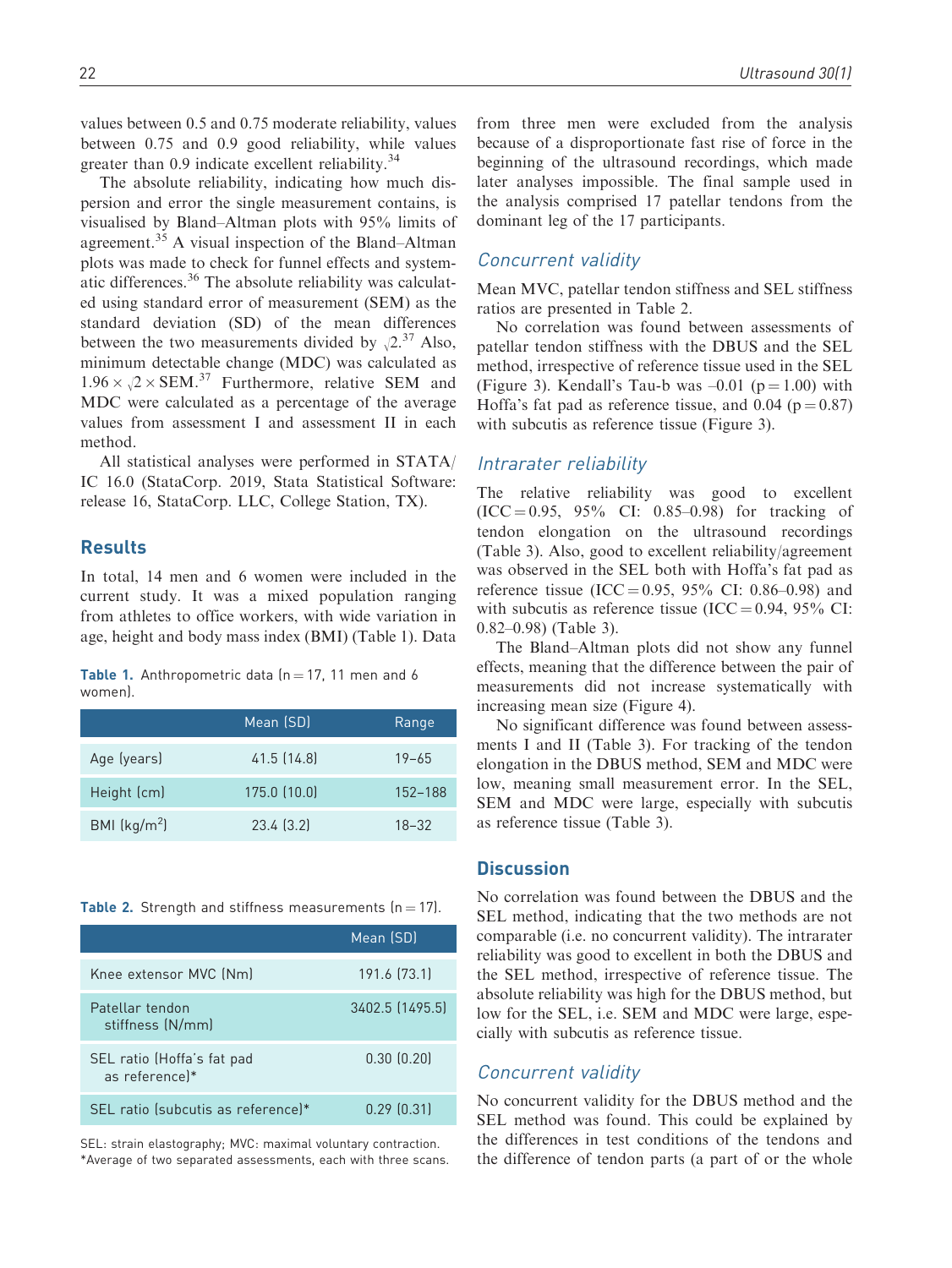values between 0.5 and 0.75 moderate reliability, values between 0.75 and 0.9 good reliability, while values greater than 0.9 indicate excellent reliability.[34]

The absolute reliability, indicating how much dispersion and error the single measurement contains, is visualised by Bland–Altman plots with 95% limits of agreement.[35] A visual inspection of the Bland–Altman plots was made to check for funnel effects and systematic differences.[36] The absolute reliability was calculated using standard error of measurement (SEM) as the standard deviation (SD) of the mean differences between the two measurements divided by $\sqrt{2}$.[37] Also, minimum detectable change (MDC) was calculated as $1.96 \times \sqrt{2} \times \text{SEM}$.[37] Furthermore, relative SEM and MDC were calculated as a percentage of the average values from assessment I and assessment II in each method.

All statistical analyses were performed in STATA/IC 16.0 (StataCorp. 2019, Stata Statistical Software: release 16, StataCorp. LLC, College Station, TX).

## Results

In total, 14 men and 6 women were included in the current study. It was a mixed population ranging from athletes to office workers, with wide variation in age, height and body mass index (BMI) (Table 1). Data from three men were excluded from the analysis because of a disproportionate fast rise of force in the beginning of the ultrasound recordings, which made later analyses impossible. The final sample used in the analysis comprised 17 patellar tendons from the dominant leg of the 17 participants.

**Table 1.** Anthropometric data (n = 17, 11 men and 6 women).

| | Mean (SD) | Range |
|---|---|---|
| Age (years) | 41.5 (14.8) | 19–65 |
| Height (cm) | 175.0 (10.0) | 152–188 |
| BMI (kg/m$^2$) | 23.4 (3.2) | 18–32 |

**Table 2.** Strength and stiffness measurements (n = 17).

| | Mean (SD) |
|---|---|
| Knee extensor MVC (Nm) | 191.6 (73.1) |
| Patellar tendon stiffness (N/mm) | 3402.5 (1495.5) |
| SEL ratio (Hoffa's fat pad as reference)* | 0.30 (0.20) |
| SEL ratio (subcutis as reference)* | 0.29 (0.31) |

SEL: strain elastography; MVC: maximal voluntary contraction.
*Average of two separated assessments, each with three scans.

### Concurrent validity

Mean MVC, patellar tendon stiffness and SEL stiffness ratios are presented in Table 2.

No correlation was found between assessments of patellar tendon stiffness with the DBUS and the SEL method, irrespective of reference tissue used in the SEL (Figure 3). Kendall's Tau-b was –0.01 (p = 1.00) with Hoffa's fat pad as reference tissue, and 0.04 (p = 0.87) with subcutis as reference tissue (Figure 3).

### Intrarater reliability

The relative reliability was good to excellent (ICC = 0.95, 95% CI: 0.85–0.98) for tracking of tendon elongation on the ultrasound recordings (Table 3). Also, good to excellent reliability/agreement was observed in the SEL both with Hoffa's fat pad as reference tissue (ICC = 0.95, 95% CI: 0.86–0.98) and with subcutis as reference tissue (ICC = 0.94, 95% CI: 0.82–0.98) (Table 3).

The Bland–Altman plots did not show any funnel effects, meaning that the difference between the pair of measurements did not increase systematically with increasing mean size (Figure 4).

No significant difference was found between assessments I and II (Table 3). For tracking of the tendon elongation in the DBUS method, SEM and MDC were low, meaning small measurement error. In the SEL, SEM and MDC were large, especially with subcutis as reference tissue (Table 3).

## Discussion

No correlation was found between the DBUS and the SEL method, indicating that the two methods are not comparable (i.e. no concurrent validity). The intrarater reliability was good to excellent in both the DBUS and the SEL method, irrespective of reference tissue. The absolute reliability was high for the DBUS method, but low for the SEL, i.e. SEM and MDC were large, especially with subcutis as reference tissue.

### Concurrent validity

No concurrent validity for the DBUS method and the SEL method was found. This could be explained by the differences in test conditions of the tendons and the difference of tendon parts (a part of or the whole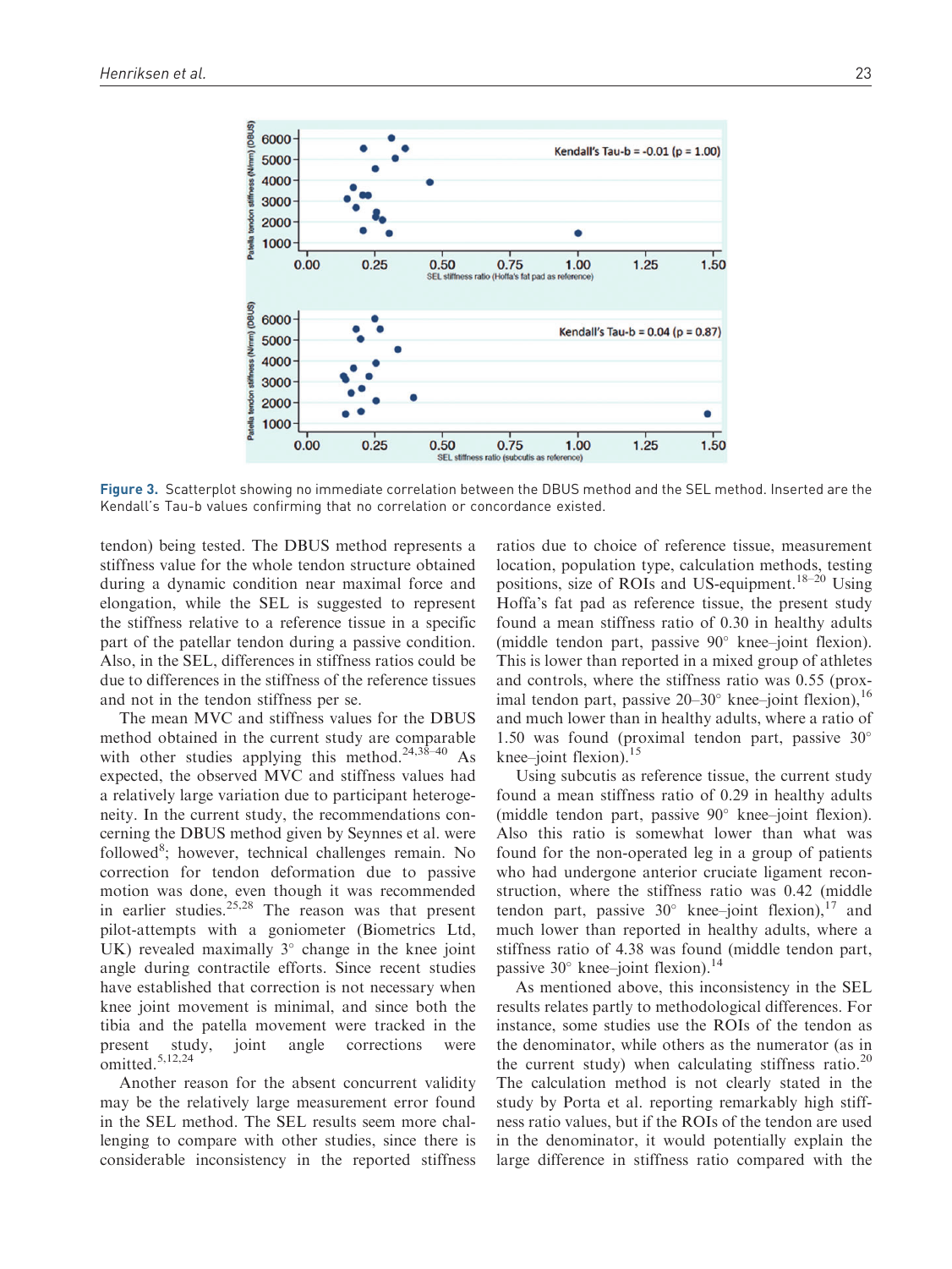Figure 3. Scatterplot showing no immediate correlation between the DBUS method and the SEL method. Inserted are the Kendall's Tau-b values confirming that no correlation or concordance existed.

tendon) being tested. The DBUS method represents a stiffness value for the whole tendon structure obtained during a dynamic condition near maximal force and elongation, while the SEL is suggested to represent the stiffness relative to a reference tissue in a specific part of the patellar tendon during a passive condition. Also, in the SEL, differences in stiffness ratios could be due to differences in the stiffness of the reference tissues and not in the tendon stiffness per se.

The mean MVC and stiffness values for the DBUS method obtained in the current study are comparable with other studies applying this method.[24,38–40] As expected, the observed MVC and stiffness values had a relatively large variation due to participant heterogeneity. In the current study, the recommendations concerning the DBUS method given by Seynnes et al. were followed[8]; however, technical challenges remain. No correction for tendon deformation due to passive motion was done, even though it was recommended in earlier studies.[25,28] The reason was that present pilot-attempts with a goniometer (Biometrics Ltd, UK) revealed maximally 3° change in the knee joint angle during contractile efforts. Since recent studies have established that correction is not necessary when knee joint movement is minimal, and since both the tibia and the patella movement were tracked in the present study, joint angle corrections were omitted.[5,12,24]

Another reason for the absent concurrent validity may be the relatively large measurement error found in the SEL method. The SEL results seem more challenging to compare with other studies, since there is considerable inconsistency in the reported stiffness ratios due to choice of reference tissue, measurement location, population type, calculation methods, testing positions, size of ROIs and US-equipment.[18–20] Using Hoffa's fat pad as reference tissue, the present study found a mean stiffness ratio of 0.30 in healthy adults (middle tendon part, passive 90° knee–joint flexion). This is lower than reported in a mixed group of athletes and controls, where the stiffness ratio was 0.55 (proximal tendon part, passive 20–30° knee–joint flexion),[16] and much lower than in healthy adults, where a ratio of 1.50 was found (proximal tendon part, passive 30° knee–joint flexion).[15]

Using subcutis as reference tissue, the current study found a mean stiffness ratio of 0.29 in healthy adults (middle tendon part, passive 90° knee–joint flexion). Also this ratio is somewhat lower than what was found for the non-operated leg in a group of patients who had undergone anterior cruciate ligament reconstruction, where the stiffness ratio was 0.42 (middle tendon part, passive 30° knee–joint flexion),[17] and much lower than reported in healthy adults, where a stiffness ratio of 4.38 was found (middle tendon part, passive 30° knee–joint flexion).[14]

As mentioned above, this inconsistency in the SEL results relates partly to methodological differences. For instance, some studies use the ROIs of the tendon as the denominator, while others as the numerator (as in the current study) when calculating stiffness ratio.[20] The calculation method is not clearly stated in the study by Porta et al. reporting remarkably high stiffness ratio values, but if the ROIs of the tendon are used in the denominator, it would potentially explain the large difference in stiffness ratio compared with the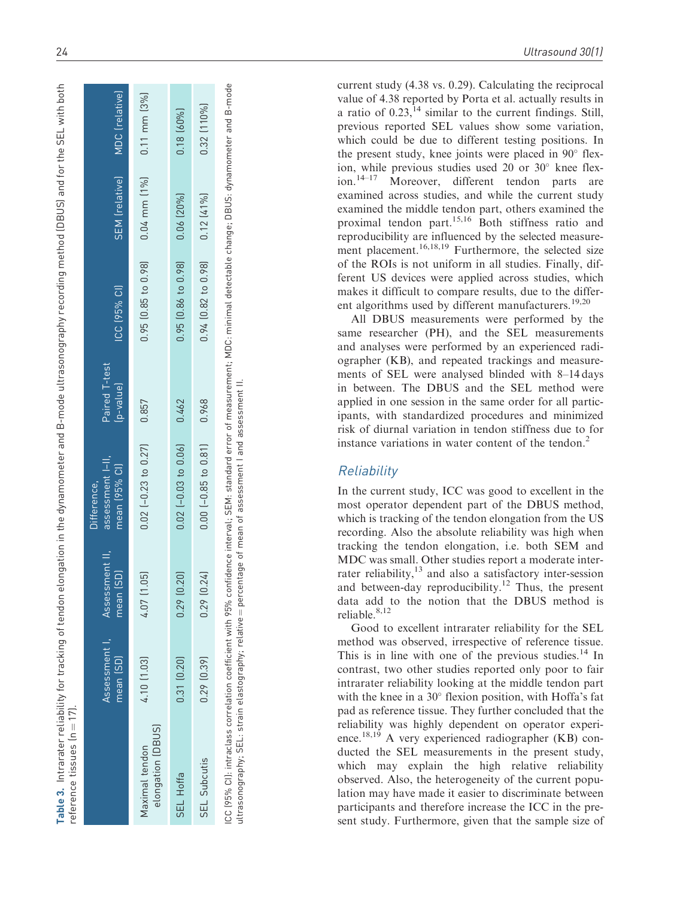**Table 3.** Intrarater reliability for tracking of tendon elongation in the dynamometer and B-mode ultrasonography recording method (DBUS) and for the SEL with both reference tissues (n = 17).

| | Assessment I, mean (SD) | Assessment II, mean (SD) | Difference, assessment I–II, mean (95% CI) | Paired T-test (p-value) | ICC (95% CI) | SEM (relative) | MDC (relative) |
|---|---|---|---|---|---|---|---|
| Maximal tendon elongation (DBUS) | 4.10 (1.03) | 4.07 (1.05) | 0.02 (−0.23 to 0.27) | 0.857 | 0.95 (0.85 to 0.98) | 0.04 mm (1%) | 0.11 mm (3%) |
| SEL Hoffa | 0.31 (0.20) | 0.29 (0.20) | 0.02 (−0.03 to 0.06) | 0.462 | 0.95 (0.86 to 0.98) | 0.06 (20%) | 0.18 (60%) |
| SEL Subcutis | 0.29 (0.39) | 0.29 (0.24) | 0.00 (−0.85 to 0.81) | 0.968 | 0.94 (0.82 to 0.98) | 0.12 (41%) | 0.32 (110%) |

ICC (95% CI): intraclass correlation coefficient with 95% confidence interval; SEM: standard error of measurement; MDC: minimal detectable change; DBUS: dynamometer and B-mode ultrasonography; SEL: strain elastography; relative = percentage of mean of assessment I and assessment II.

current study (4.38 vs. 0.29). Calculating the reciprocal value of 4.38 reported by Porta et al. actually results in a ratio of 0.23,[14] similar to the current findings. Still, previous reported SEL values show some variation, which could be due to different testing positions. In the present study, knee joints were placed in 90° flexion, while previous studies used 20 or 30° knee flexion.[14–17] Moreover, different tendon parts are examined across studies, and while the current study examined the middle tendon part, others examined the proximal tendon part.[15,16] Both stiffness ratio and reproducibility are influenced by the selected measurement placement.[16,18,19] Furthermore, the selected size of the ROIs is not uniform in all studies. Finally, different US devices were applied across studies, which makes it difficult to compare results, due to the different algorithms used by different manufacturers.[19,20]

All DBUS measurements were performed by the same researcher (PH), and the SEL measurements and analyses were performed by an experienced radiographer (KB), and repeated trackings and measurements of SEL were analysed blinded with 8–14 days in between. The DBUS and the SEL method were applied in one session in the same order for all participants, with standardized procedures and minimized risk of diurnal variation in tendon stiffness due to for instance variations in water content of the tendon.[2]

## *Reliability*

In the current study, ICC was good to excellent in the most operator dependent part of the DBUS method, which is tracking of the tendon elongation from the US recording. Also the absolute reliability was high when tracking the tendon elongation, i.e. both SEM and MDC was small. Other studies report a moderate interrater reliability,[13] and also a satisfactory inter-session and between-day reproducibility.[12] Thus, the present data add to the notion that the DBUS method is reliable.[8,12]

Good to excellent intrarater reliability for the SEL method was observed, irrespective of reference tissue. This is in line with one of the previous studies.[14] In contrast, two other studies reported only poor to fair intrarater reliability looking at the middle tendon part with the knee in a 30° flexion position, with Hoffa's fat pad as reference tissue. They further concluded that the reliability was highly dependent on operator experience.[18,19] A very experienced radiographer (KB) conducted the SEL measurements in the present study, which may explain the high relative reliability observed. Also, the heterogeneity of the current population may have made it easier to discriminate between participants and therefore increase the ICC in the present study. Furthermore, given that the sample size of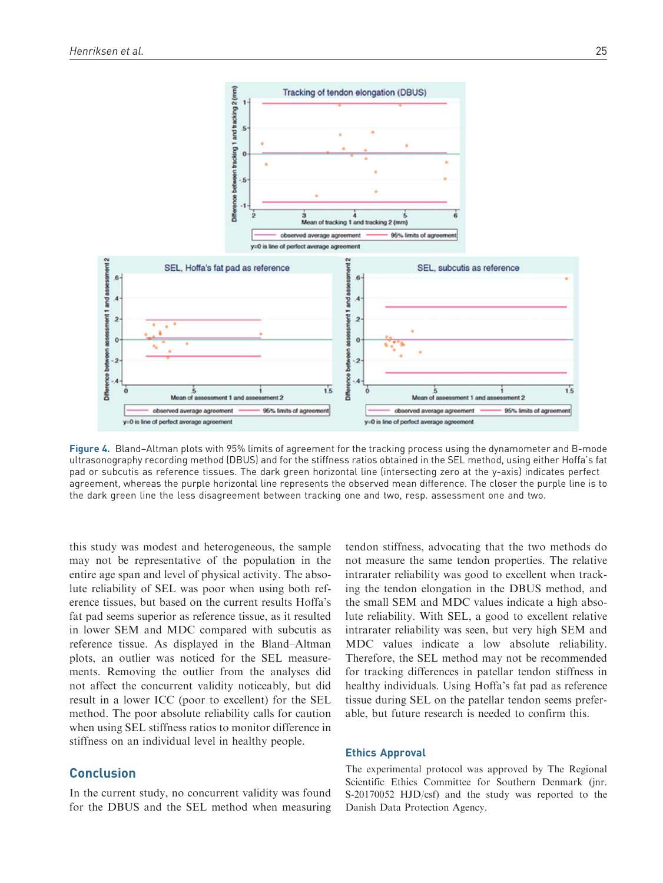**Figure 4.** Bland–Altman plots with 95% limits of agreement for the tracking process using the dynamometer and B-mode ultrasonography recording method (DBUS) and for the stiffness ratios obtained in the SEL method, using either Hoffa's fat pad or subcutis as reference tissues. The dark green horizontal line (intersecting zero at the y-axis) indicates perfect agreement, whereas the purple horizontal line represents the observed mean difference. The closer the purple line is to the dark green line the less disagreement between tracking one and two, resp. assessment one and two.

this study was modest and heterogeneous, the sample may not be representative of the population in the entire age span and level of physical activity. The absolute reliability of SEL was poor when using both reference tissues, but based on the current results Hoffa's fat pad seems superior as reference tissue, as it resulted in lower SEM and MDC compared with subcutis as reference tissue. As displayed in the Bland–Altman plots, an outlier was noticed for the SEL measurements. Removing the outlier from the analyses did not affect the concurrent validity noticeably, but did result in a lower ICC (poor to excellent) for the SEL method. The poor absolute reliability calls for caution when using SEL stiffness ratios to monitor difference in stiffness on an individual level in healthy people.

## Conclusion

In the current study, no concurrent validity was found for the DBUS and the SEL method when measuring tendon stiffness, advocating that the two methods do not measure the same tendon properties. The relative intrarater reliability was good to excellent when tracking the tendon elongation in the DBUS method, and the small SEM and MDC values indicate a high absolute reliability. With SEL, a good to excellent relative intrarater reliability was seen, but very high SEM and MDC values indicate a low absolute reliability. Therefore, the SEL method may not be recommended for tracking differences in patellar tendon stiffness in healthy individuals. Using Hoffa's fat pad as reference tissue during SEL on the patellar tendon seems preferable, but future research is needed to confirm this.

## Ethics Approval

The experimental protocol was approved by The Regional Scientific Ethics Committee for Southern Denmark (jnr. S-20170052 HJD/csf) and the study was reported to the Danish Data Protection Agency.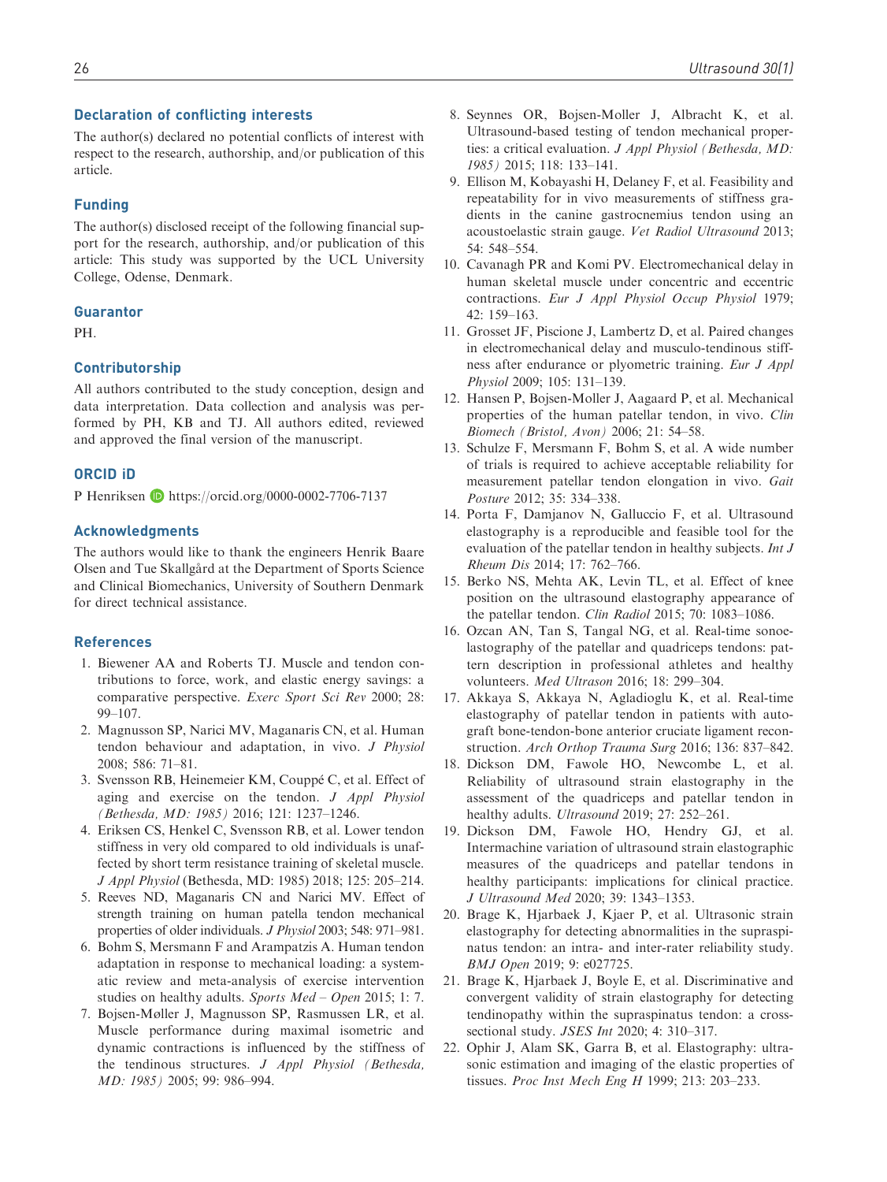## Declaration of conflicting interests

The author(s) declared no potential conflicts of interest with respect to the research, authorship, and/or publication of this article.

## Funding

The author(s) disclosed receipt of the following financial support for the research, authorship, and/or publication of this article: This study was supported by the UCL University College, Odense, Denmark.

## Guarantor

PH.

## Contributorship

All authors contributed to the study conception, design and data interpretation. Data collection and analysis was performed by PH, KB and TJ. All authors edited, reviewed and approved the final version of the manuscript.

## ORCID iD

P Henriksen https://orcid.org/0000-0002-7706-7137

## Acknowledgments

The authors would like to thank the engineers Henrik Baare Olsen and Tue Skallgård at the Department of Sports Science and Clinical Biomechanics, University of Southern Denmark for direct technical assistance.

## References

1. Biewener AA and Roberts TJ. Muscle and tendon contributions to force, work, and elastic energy savings: a comparative perspective. *Exerc Sport Sci Rev* 2000; 28: 99–107.
2. Magnusson SP, Narici MV, Maganaris CN, et al. Human tendon behaviour and adaptation, in vivo. *J Physiol* 2008; 586: 71–81.
3. Svensson RB, Heinemeier KM, Couppé C, et al. Effect of aging and exercise on the tendon. *J Appl Physiol (Bethesda, MD: 1985)* 2016; 121: 1237–1246.
4. Eriksen CS, Henkel C, Svensson RB, et al. Lower tendon stiffness in very old compared to old individuals is unaffected by short term resistance training of skeletal muscle. *J Appl Physiol* (Bethesda, MD: 1985) 2018; 125: 205–214.
5. Reeves ND, Maganaris CN and Narici MV. Effect of strength training on human patella tendon mechanical properties of older individuals. *J Physiol* 2003; 548: 971–981.
6. Bohm S, Mersmann F and Arampatzis A. Human tendon adaptation in response to mechanical loading: a systematic review and meta-analysis of exercise intervention studies on healthy adults. *Sports Med – Open* 2015; 1: 7.
7. Bojsen-Møller J, Magnusson SP, Rasmussen LR, et al. Muscle performance during maximal isometric and dynamic contractions is influenced by the stiffness of the tendinous structures. *J Appl Physiol (Bethesda, MD: 1985)* 2005; 99: 986–994.
8. Seynnes OR, Bojsen-Moller J, Albracht K, et al. Ultrasound-based testing of tendon mechanical properties: a critical evaluation. *J Appl Physiol (Bethesda, MD: 1985)* 2015; 118: 133–141.
9. Ellison M, Kobayashi H, Delaney F, et al. Feasibility and repeatability for in vivo measurements of stiffness gradients in the canine gastrocnemius tendon using an acoustoelastic strain gauge. *Vet Radiol Ultrasound* 2013; 54: 548–554.
10. Cavanagh PR and Komi PV. Electromechanical delay in human skeletal muscle under concentric and eccentric contractions. *Eur J Appl Physiol Occup Physiol* 1979; 42: 159–163.
11. Grosset JF, Piscione J, Lambertz D, et al. Paired changes in electromechanical delay and musculo-tendinous stiffness after endurance or plyometric training. *Eur J Appl Physiol* 2009; 105: 131–139.
12. Hansen P, Bojsen-Moller J, Aagaard P, et al. Mechanical properties of the human patellar tendon, in vivo. *Clin Biomech (Bristol, Avon)* 2006; 21: 54–58.
13. Schulze F, Mersmann F, Bohm S, et al. A wide number of trials is required to achieve acceptable reliability for measurement patellar tendon elongation in vivo. *Gait Posture* 2012; 35: 334–338.
14. Porta F, Damjanov N, Galluccio F, et al. Ultrasound elastography is a reproducible and feasible tool for the evaluation of the patellar tendon in healthy subjects. *Int J Rheum Dis* 2014; 17: 762–766.
15. Berko NS, Mehta AK, Levin TL, et al. Effect of knee position on the ultrasound elastography appearance of the patellar tendon. *Clin Radiol* 2015; 70: 1083–1086.
16. Ozcan AN, Tan S, Tangal NG, et al. Real-time sonoelastography of the patellar and quadriceps tendons: pattern description in professional athletes and healthy volunteers. *Med Ultrason* 2016; 18: 299–304.
17. Akkaya S, Akkaya N, Agladioglu K, et al. Real-time elastography of patellar tendon in patients with autograft bone-tendon-bone anterior cruciate ligament reconstruction. *Arch Orthop Trauma Surg* 2016; 136: 837–842.
18. Dickson DM, Fawole HO, Newcombe L, et al. Reliability of ultrasound strain elastography in the assessment of the quadriceps and patellar tendon in healthy adults. *Ultrasound* 2019; 27: 252–261.
19. Dickson DM, Fawole HO, Hendry GJ, et al. Intermachine variation of ultrasound strain elastographic measures of the quadriceps and patellar tendons in healthy participants: implications for clinical practice. *J Ultrasound Med* 2020; 39: 1343–1353.
20. Brage K, Hjarbaek J, Kjaer P, et al. Ultrasonic strain elastography for detecting abnormalities in the supraspinatus tendon: an intra- and inter-rater reliability study. *BMJ Open* 2019; 9: e027725.
21. Brage K, Hjarbaek J, Boyle E, et al. Discriminative and convergent validity of strain elastography for detecting tendinopathy within the supraspinatus tendon: a cross-sectional study. *JSES Int* 2020; 4: 310–317.
22. Ophir J, Alam SK, Garra B, et al. Elastography: ultrasonic estimation and imaging of the elastic properties of tissues. *Proc Inst Mech Eng H* 1999; 213: 203–233.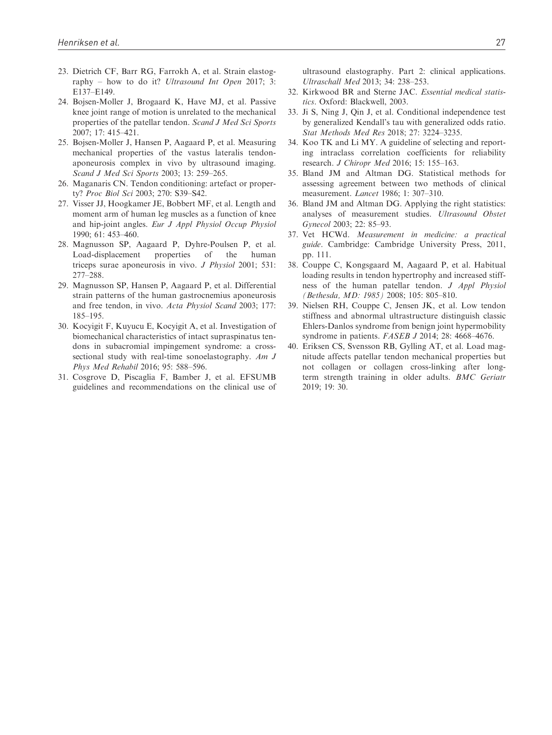23. Dietrich CF, Barr RG, Farrokh A, et al. Strain elastography – how to do it? *Ultrasound Int Open* 2017; 3: E137–E149.
24. Bojsen-Moller J, Brogaard K, Have MJ, et al. Passive knee joint range of motion is unrelated to the mechanical properties of the patellar tendon. *Scand J Med Sci Sports* 2007; 17: 415–421.
25. Bojsen-Moller J, Hansen P, Aagaard P, et al. Measuring mechanical properties of the vastus lateralis tendon-aponeurosis complex in vivo by ultrasound imaging. *Scand J Med Sci Sports* 2003; 13: 259–265.
26. Maganaris CN. Tendon conditioning: artefact or property? *Proc Biol Sci* 2003; 270: S39–S42.
27. Visser JJ, Hoogkamer JE, Bobbert MF, et al. Length and moment arm of human leg muscles as a function of knee and hip-joint angles. *Eur J Appl Physiol Occup Physiol* 1990; 61: 453–460.
28. Magnusson SP, Aagaard P, Dyhre-Poulsen P, et al. Load-displacement properties of the human triceps surae aponeurosis in vivo. *J Physiol* 2001; 531: 277–288.
29. Magnusson SP, Hansen P, Aagaard P, et al. Differential strain patterns of the human gastrocnemius aponeurosis and free tendon, in vivo. *Acta Physiol Scand* 2003; 177: 185–195.
30. Kocyigit F, Kuyucu E, Kocyigit A, et al. Investigation of biomechanical characteristics of intact supraspinatus tendons in subacromial impingement syndrome: a cross-sectional study with real-time sonoelastography. *Am J Phys Med Rehabil* 2016; 95: 588–596.
31. Cosgrove D, Piscaglia F, Bamber J, et al. EFSUMB guidelines and recommendations on the clinical use of ultrasound elastography. Part 2: clinical applications. *Ultraschall Med* 2013; 34: 238–253.
32. Kirkwood BR and Sterne JAC. *Essential medical statistics*. Oxford: Blackwell, 2003.
33. Ji S, Ning J, Qin J, et al. Conditional independence test by generalized Kendall's tau with generalized odds ratio. *Stat Methods Med Res* 2018; 27: 3224–3235.
34. Koo TK and Li MY. A guideline of selecting and reporting intraclass correlation coefficients for reliability research. *J Chiropr Med* 2016; 15: 155–163.
35. Bland JM and Altman DG. Statistical methods for assessing agreement between two methods of clinical measurement. *Lancet* 1986; 1: 307–310.
36. Bland JM and Altman DG. Applying the right statistics: analyses of measurement studies. *Ultrasound Obstet Gynecol* 2003; 22: 85–93.
37. Vet HCWd. *Measurement in medicine: a practical guide*. Cambridge: Cambridge University Press, 2011, pp. 111.
38. Couppe C, Kongsgaard M, Aagaard P, et al. Habitual loading results in tendon hypertrophy and increased stiffness of the human patellar tendon. *J Appl Physiol (Bethesda, MD: 1985)* 2008; 105: 805–810.
39. Nielsen RH, Couppe C, Jensen JK, et al. Low tendon stiffness and abnormal ultrastructure distinguish classic Ehlers-Danlos syndrome from benign joint hypermobility syndrome in patients. *FASEB J* 2014; 28: 4668–4676.
40. Eriksen CS, Svensson RB, Gylling AT, et al. Load magnitude affects patellar tendon mechanical properties but not collagen or collagen cross-linking after long-term strength training in older adults. *BMC Geriatr* 2019; 19: 30.